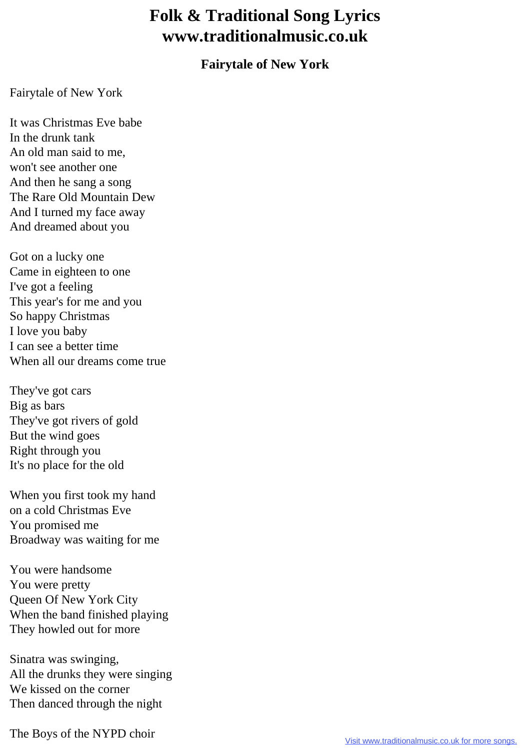# Folk & Traditional Song Lyrics
# www.traditionalmusic.co.uk

## Fairytale of New York

Fairytale of New York

It was Christmas Eve babe
In the drunk tank
An old man said to me,
won't see another one
And then he sang a song
The Rare Old Mountain Dew
And I turned my face away
And dreamed about you

Got on a lucky one
Came in eighteen to one
I've got a feeling
This year's for me and you
So happy Christmas
I love you baby
I can see a better time
When all our dreams come true

They've got cars
Big as bars
They've got rivers of gold
But the wind goes
Right through you
It's no place for the old

When you first took my hand
on a cold Christmas Eve
You promised me
Broadway was waiting for me

You were handsome
You were pretty
Queen Of New York City
When the band finished playing
They howled out for more

Sinatra was swinging,
All the drunks they were singing
We kissed on the corner
Then danced through the night

The Boys of the NYPD choir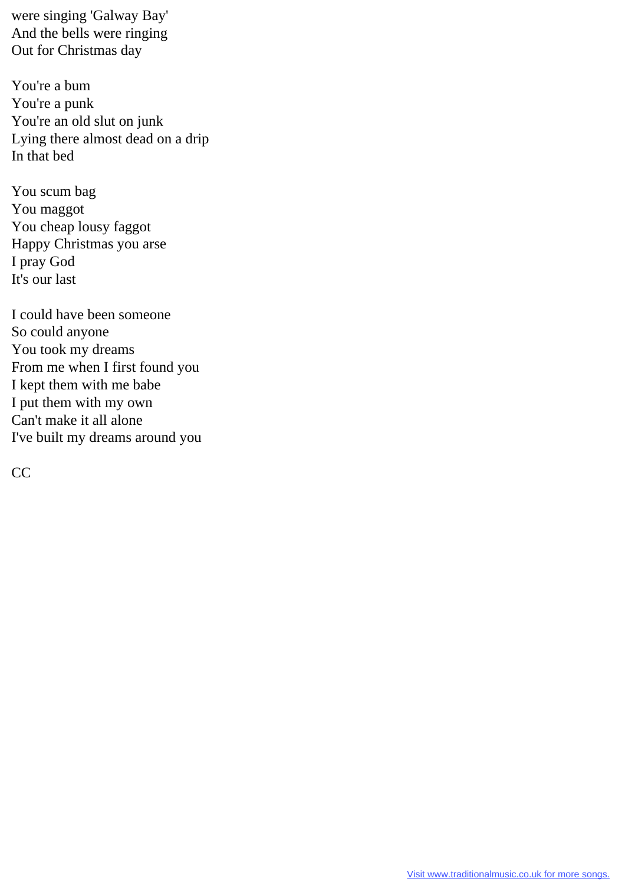were singing 'Galway Bay'
And the bells were ringing
Out for Christmas day

You're a bum
You're a punk
You're an old slut on junk
Lying there almost dead on a drip
In that bed

You scum bag
You maggot
You cheap lousy faggot
Happy Christmas you arse
I pray God
It's our last

I could have been someone
So could anyone
You took my dreams
From me when I first found you
I kept them with me babe
I put them with my own
Can't make it all alone
I've built my dreams around you

CC